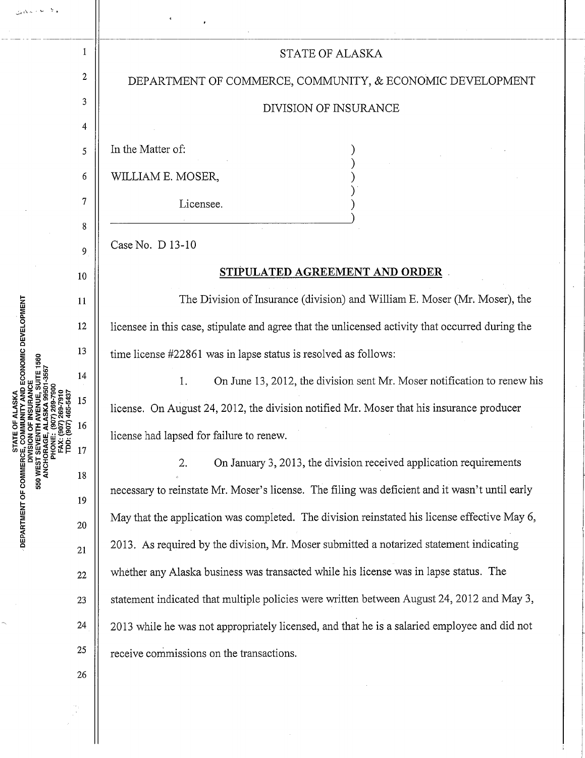STATE OF ALASKA

DEPARTMENT OF COMMERCE, COMMUNITY, & ECONOMIC DEVELOPMENT

DIVISION OF INSURANCE

In the Matter of:

WILLIAM E. MOSER,

Licensee.

Case No. D 13-10

**STIPULATED AGREEMENT AND ORDER**

The Division of Insurance (division) and William E. Moser (Mr. Moser), the licensee in this case, stipulate and agree that the unlicensed activity that occurred during the time license #22861 was in lapse status is resolved as follows:

1. On June 13, 2012, the division sent Mr. Moser notification to renew his license. On August 24, 2012, the division notified Mr. Moser that his insurance producer license had lapsed for failure to renew.

2. On January 3, 2013, the division received application requirements necessary to reinstate Mr. Moser's license. The filing was deficient and it wasn't until early May that the application was completed. The division reinstated his license effective May 6, 2013. As required by the division, Mr. Moser submitted a notarized statement indicating whether any Alaska business was transacted while his license was in lapse status. The statement indicated that multiple policies were written between August 24, 2012 and May 3, 2013 while he was not appropriately licensed, and that he is a salaried employee and did not receive commissions on the transactions.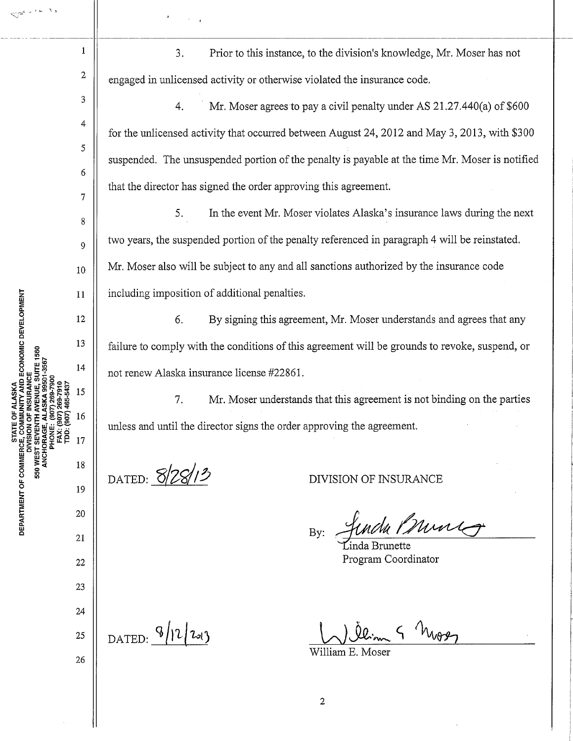3. Prior to this instance, to the division's knowledge, Mr. Moser has not engaged in unlicensed activity or otherwise violated the insurance code.

4. Mr. Moser agrees to pay a civil penalty under AS 21.27.440(a) of $600 for the unlicensed activity that occurred between August 24, 2012 and May 3, 2013, with $300 suspended. The unsuspended portion of the penalty is payable at the time Mr. Moser is notified that the director has signed the order approving this agreement.

5. In the event Mr. Moser violates Alaska's insurance laws during the next two years, the suspended portion of the penalty referenced in paragraph 4 will be reinstated. Mr. Moser also will be subject to any and all sanctions authorized by the insurance code including imposition of additional penalties.

6. By signing this agreement, Mr. Moser understands and agrees that any failure to comply with the conditions of this agreement will be grounds to revoke, suspend, or not renew Alaska insurance license #22861.

7. Mr. Moser understands that this agreement is not binding on the parties unless and until the director signs the order approving the agreement.

DATED: 8/28/13

DIVISION OF INSURANCE

By: Linda Brunette
Linda Brunette
Program Coordinator

DATED: 8/12/2013

William E. Moser
William E. Moser

STATE OF ALASKA
DEPARTMENT OF COMMERCE, COMMUNITY AND ECONOMIC DEVELOPMENT
DIVISION OF INSURANCE
550 WEST SEVENTH AVENUE, SUITE 1560
ANCHORAGE, ALASKA 99501-3567
PHONE: (907) 269-7900
FAX: (907) 269-7910
TDD: (907) 465-5437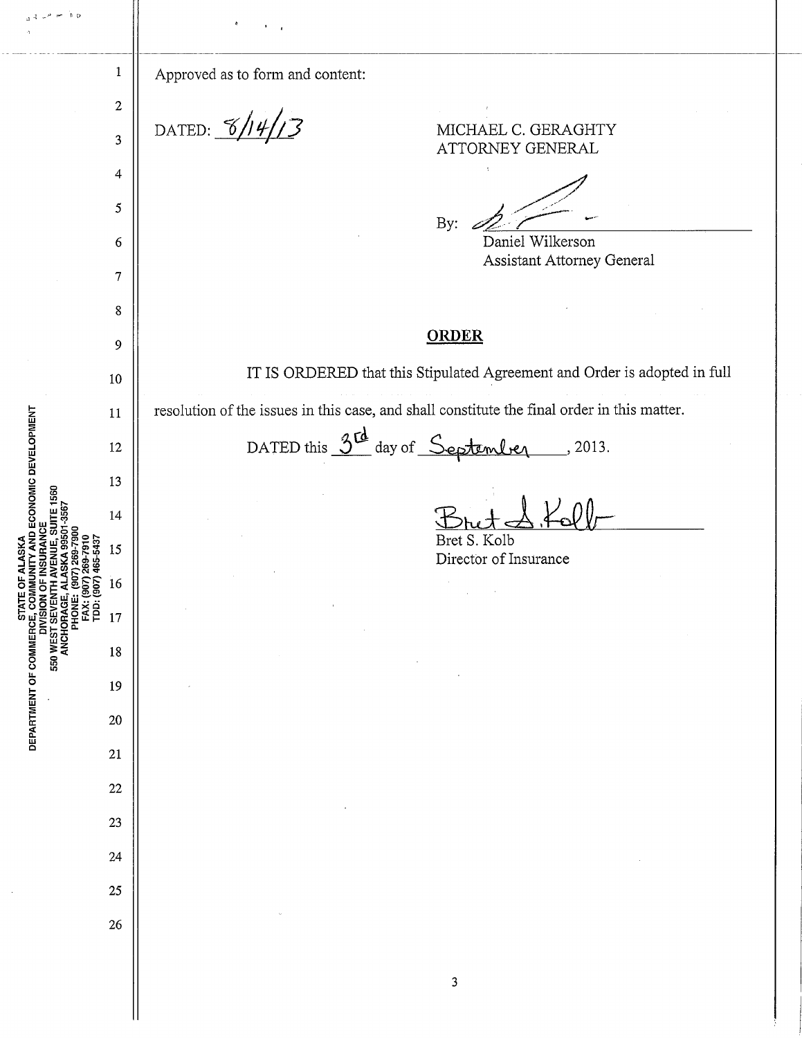Approved as to form and content:

DATED: 8/14/13

MICHAEL C. GERAGHTY
ATTORNEY GENERAL

By: [signature]
Daniel Wilkerson
Assistant Attorney General

## ORDER

IT IS ORDERED that this Stipulated Agreement and Order is adopted in full resolution of the issues in this case, and shall constitute the final order in this matter.

DATED this 3rd day of September, 2013.

[signature]
Bret S. Kolb
Director of Insurance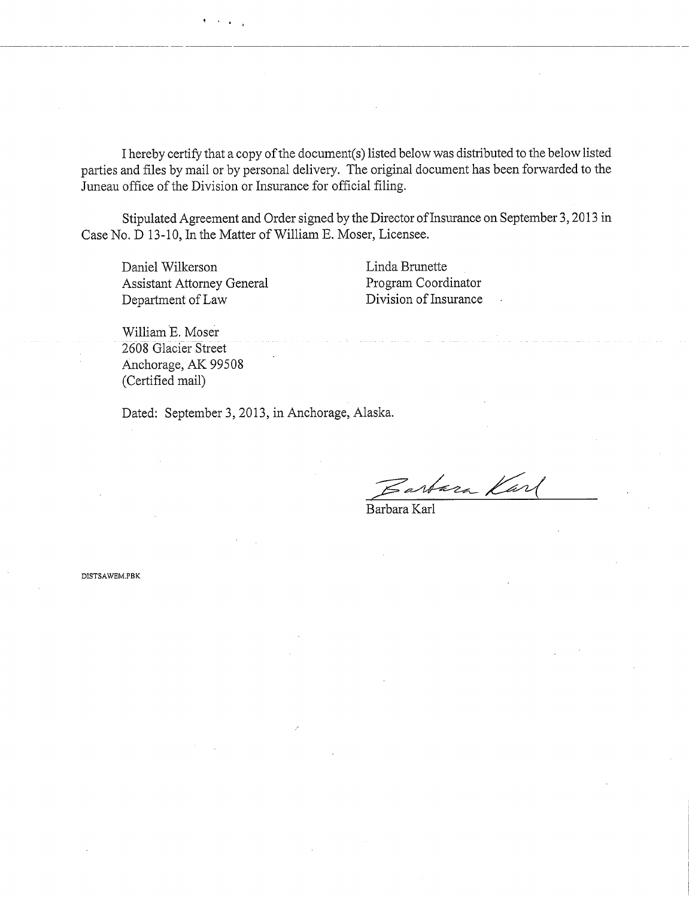I hereby certify that a copy of the document(s) listed below was distributed to the below listed parties and files by mail or by personal delivery. The original document has been forwarded to the Juneau office of the Division or Insurance for official filing.

Stipulated Agreement and Order signed by the Director of Insurance on September 3, 2013 in Case No. D 13-10, In the Matter of William E. Moser, Licensee.

Daniel Wilkerson
Assistant Attorney General
Department of Law

Linda Brunette
Program Coordinator
Division of Insurance

William E. Moser
2608 Glacier Street
Anchorage, AK 99508
(Certified mail)

Dated: September 3, 2013, in Anchorage, Alaska.

Barbara Karl

Barbara Karl

DISTSAWEM.PBK